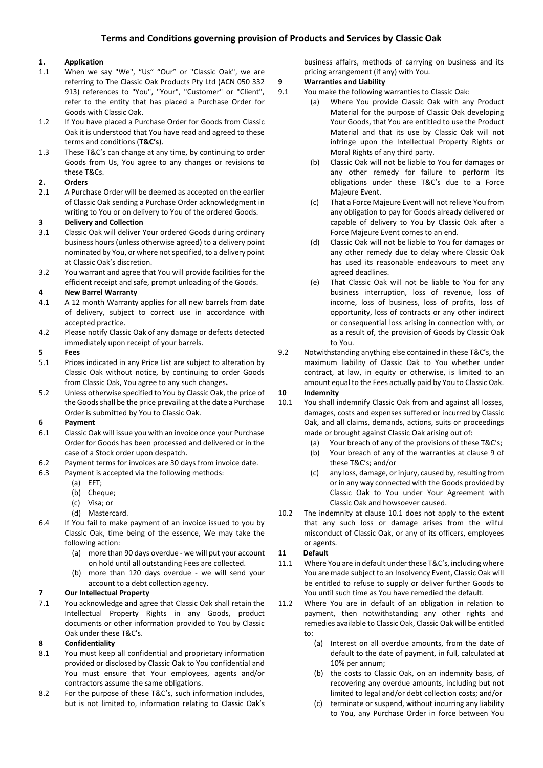# Terms and Conditions governing provision of Products and Services by Classic Oak

**1. Application**

1.1 When we say "We", "Us" "Our" or "Classic Oak", we are referring to The Classic Oak Products Pty Ltd (ACN 050 332 913) references to "You", "Your", "Customer" or "Client", refer to the entity that has placed a Purchase Order for Goods with Classic Oak.

1.2 If You have placed a Purchase Order for Goods from Classic Oak it is understood that You have read and agreed to these terms and conditions (**T&C's**).

1.3 These T&C's can change at any time, by continuing to order Goods from Us, You agree to any changes or revisions to these T&Cs.

**2. Orders**

2.1 A Purchase Order will be deemed as accepted on the earlier of Classic Oak sending a Purchase Order acknowledgment in writing to You or on delivery to You of the ordered Goods.

**3 Delivery and Collection**

3.1 Classic Oak will deliver Your ordered Goods during ordinary business hours (unless otherwise agreed) to a delivery point nominated by You, or where not specified, to a delivery point at Classic Oak's discretion.

3.2 You warrant and agree that You will provide facilities for the efficient receipt and safe, prompt unloading of the Goods.

**4 New Barrel Warranty**

4.1 A 12 month Warranty applies for all new barrels from date of delivery, subject to correct use in accordance with accepted practice.

4.2 Please notify Classic Oak of any damage or defects detected immediately upon receipt of your barrels.

**5 Fees**

5.1 Prices indicated in any Price List are subject to alteration by Classic Oak without notice, by continuing to order Goods from Classic Oak, You agree to any such changes**.**

5.2 Unless otherwise specified to You by Classic Oak, the price of the Goods shall be the price prevailing at the date a Purchase Order is submitted by You to Classic Oak.

**6 Payment**

6.1 Classic Oak will issue you with an invoice once your Purchase Order for Goods has been processed and delivered or in the case of a Stock order upon despatch.

6.2 Payment terms for invoices are 30 days from invoice date.

6.3 Payment is accepted via the following methods:

- (a) EFT;
- (b) Cheque;
- (c) Visa; or
- (d) Mastercard.

6.4 If You fail to make payment of an invoice issued to you by Classic Oak, time being of the essence, We may take the following action:

- (a) more than 90 days overdue - we will put your account on hold until all outstanding Fees are collected.
- (b) more than 120 days overdue - we will send your account to a debt collection agency.

**7 Our Intellectual Property**

7.1 You acknowledge and agree that Classic Oak shall retain the Intellectual Property Rights in any Goods, product documents or other information provided to You by Classic Oak under these T&C's.

**8 Confidentiality**

8.1 You must keep all confidential and proprietary information provided or disclosed by Classic Oak to You confidential and You must ensure that Your employees, agents and/or contractors assume the same obligations.

8.2 For the purpose of these T&C's, such information includes, but is not limited to, information relating to Classic Oak's business affairs, methods of carrying on business and its pricing arrangement (if any) with You.

**9 Warranties and Liability**

9.1 You make the following warranties to Classic Oak:

- (a) Where You provide Classic Oak with any Product Material for the purpose of Classic Oak developing Your Goods, that You are entitled to use the Product Material and that its use by Classic Oak will not infringe upon the Intellectual Property Rights or Moral Rights of any third party.
- (b) Classic Oak will not be liable to You for damages or any other remedy for failure to perform its obligations under these T&C's due to a Force Majeure Event.
- (c) That a Force Majeure Event will not relieve You from any obligation to pay for Goods already delivered or capable of delivery to You by Classic Oak after a Force Majeure Event comes to an end.
- (d) Classic Oak will not be liable to You for damages or any other remedy due to delay where Classic Oak has used its reasonable endeavours to meet any agreed deadlines.
- (e) That Classic Oak will not be liable to You for any business interruption, loss of revenue, loss of income, loss of business, loss of profits, loss of opportunity, loss of contracts or any other indirect or consequential loss arising in connection with, or as a result of, the provision of Goods by Classic Oak to You.

9.2 Notwithstanding anything else contained in these T&C's, the maximum liability of Classic Oak to You whether under contract, at law, in equity or otherwise, is limited to an amount equal to the Fees actually paid by You to Classic Oak.

**10 Indemnity**

10.1 You shall indemnify Classic Oak from and against all losses, damages, costs and expenses suffered or incurred by Classic Oak, and all claims, demands, actions, suits or proceedings made or brought against Classic Oak arising out of:

- (a) Your breach of any of the provisions of these T&C's;
- (b) Your breach of any of the warranties at clause 9 of these T&C's; and/or
- (c) any loss, damage, or injury, caused by, resulting from or in any way connected with the Goods provided by Classic Oak to You under Your Agreement with Classic Oak and howsoever caused.

10.2 The indemnity at clause 10.1 does not apply to the extent that any such loss or damage arises from the wilful misconduct of Classic Oak, or any of its officers, employees or agents.

**11 Default**

11.1 Where You are in default under these T&C's, including where You are made subject to an Insolvency Event, Classic Oak will be entitled to refuse to supply or deliver further Goods to You until such time as You have remedied the default.

11.2 Where You are in default of an obligation in relation to payment, then notwithstanding any other rights and remedies available to Classic Oak, Classic Oak will be entitled to:

- (a) Interest on all overdue amounts, from the date of default to the date of payment, in full, calculated at 10% per annum;
- (b) the costs to Classic Oak, on an indemnity basis, of recovering any overdue amounts, including but not limited to legal and/or debt collection costs; and/or
- (c) terminate or suspend, without incurring any liability to You, any Purchase Order in force between You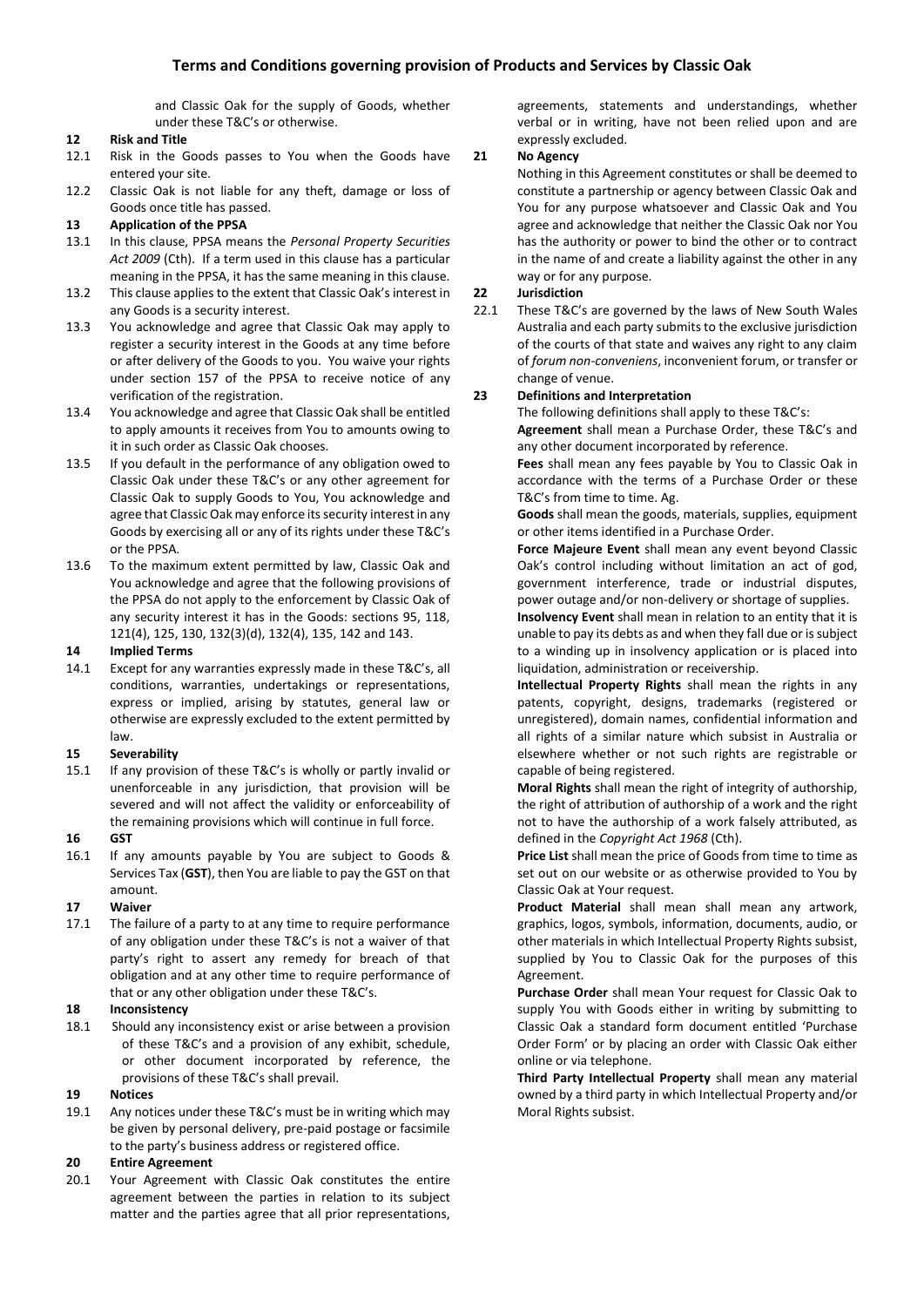and Classic Oak for the supply of Goods, whether under these T&C's or otherwise.

**12 Risk and Title**

12.1 Risk in the Goods passes to You when the Goods have entered your site.

12.2 Classic Oak is not liable for any theft, damage or loss of Goods once title has passed.

**13 Application of the PPSA**

13.1 In this clause, PPSA means the *Personal Property Securities Act 2009* (Cth). If a term used in this clause has a particular meaning in the PPSA, it has the same meaning in this clause.

13.2 This clause applies to the extent that Classic Oak's interest in any Goods is a security interest.

13.3 You acknowledge and agree that Classic Oak may apply to register a security interest in the Goods at any time before or after delivery of the Goods to you. You waive your rights under section 157 of the PPSA to receive notice of any verification of the registration.

13.4 You acknowledge and agree that Classic Oak shall be entitled to apply amounts it receives from You to amounts owing to it in such order as Classic Oak chooses.

13.5 If you default in the performance of any obligation owed to Classic Oak under these T&C's or any other agreement for Classic Oak to supply Goods to You, You acknowledge and agree that Classic Oak may enforce its security interest in any Goods by exercising all or any of its rights under these T&C's or the PPSA.

13.6 To the maximum extent permitted by law, Classic Oak and You acknowledge and agree that the following provisions of the PPSA do not apply to the enforcement by Classic Oak of any security interest it has in the Goods: sections 95, 118, 121(4), 125, 130, 132(3)(d), 132(4), 135, 142 and 143.

**14 Implied Terms**

14.1 Except for any warranties expressly made in these T&C's, all conditions, warranties, undertakings or representations, express or implied, arising by statutes, general law or otherwise are expressly excluded to the extent permitted by law.

**15 Severability**

15.1 If any provision of these T&C's is wholly or partly invalid or unenforceable in any jurisdiction, that provision will be severed and will not affect the validity or enforceability of the remaining provisions which will continue in full force.

**16 GST**

16.1 If any amounts payable by You are subject to Goods & Services Tax (**GST**), then You are liable to pay the GST on that amount.

**17 Waiver**

17.1 The failure of a party to at any time to require performance of any obligation under these T&C's is not a waiver of that party's right to assert any remedy for breach of that obligation and at any other time to require performance of that or any other obligation under these T&C's.

**18 Inconsistency**

18.1 Should any inconsistency exist or arise between a provision of these T&C's and a provision of any exhibit, schedule, or other document incorporated by reference, the provisions of these T&C's shall prevail.

**19 Notices**

19.1 Any notices under these T&C's must be in writing which may be given by personal delivery, pre-paid postage or facsimile to the party's business address or registered office.

**20 Entire Agreement**

20.1 Your Agreement with Classic Oak constitutes the entire agreement between the parties in relation to its subject matter and the parties agree that all prior representations, agreements, statements and understandings, whether verbal or in writing, have not been relied upon and are expressly excluded.

**21 No Agency**

Nothing in this Agreement constitutes or shall be deemed to constitute a partnership or agency between Classic Oak and You for any purpose whatsoever and Classic Oak and You agree and acknowledge that neither the Classic Oak nor You has the authority or power to bind the other or to contract in the name of and create a liability against the other in any way or for any purpose.

**22 Jurisdiction**

22.1 These T&C's are governed by the laws of New South Wales Australia and each party submits to the exclusive jurisdiction of the courts of that state and waives any right to any claim of *forum non-conveniens*, inconvenient forum, or transfer or change of venue.

**23 Definitions and Interpretation**

The following definitions shall apply to these T&C's:

**Agreement** shall mean a Purchase Order, these T&C's and any other document incorporated by reference.

**Fees** shall mean any fees payable by You to Classic Oak in accordance with the terms of a Purchase Order or these T&C's from time to time. Ag.

**Goods** shall mean the goods, materials, supplies, equipment or other items identified in a Purchase Order.

**Force Majeure Event** shall mean any event beyond Classic Oak's control including without limitation an act of god, government interference, trade or industrial disputes, power outage and/or non-delivery or shortage of supplies.

**Insolvency Event** shall mean in relation to an entity that it is unable to pay its debts as and when they fall due or is subject to a winding up in insolvency application or is placed into liquidation, administration or receivership.

**Intellectual Property Rights** shall mean the rights in any patents, copyright, designs, trademarks (registered or unregistered), domain names, confidential information and all rights of a similar nature which subsist in Australia or elsewhere whether or not such rights are registrable or capable of being registered.

**Moral Rights** shall mean the right of integrity of authorship, the right of attribution of authorship of a work and the right not to have the authorship of a work falsely attributed, as defined in the *Copyright Act 1968* (Cth).

**Price List** shall mean the price of Goods from time to time as set out on our website or as otherwise provided to You by Classic Oak at Your request.

**Product Material** shall mean shall mean any artwork, graphics, logos, symbols, information, documents, audio, or other materials in which Intellectual Property Rights subsist, supplied by You to Classic Oak for the purposes of this Agreement.

**Purchase Order** shall mean Your request for Classic Oak to supply You with Goods either in writing by submitting to Classic Oak a standard form document entitled 'Purchase Order Form' or by placing an order with Classic Oak either online or via telephone.

**Third Party Intellectual Property** shall mean any material owned by a third party in which Intellectual Property and/or Moral Rights subsist.